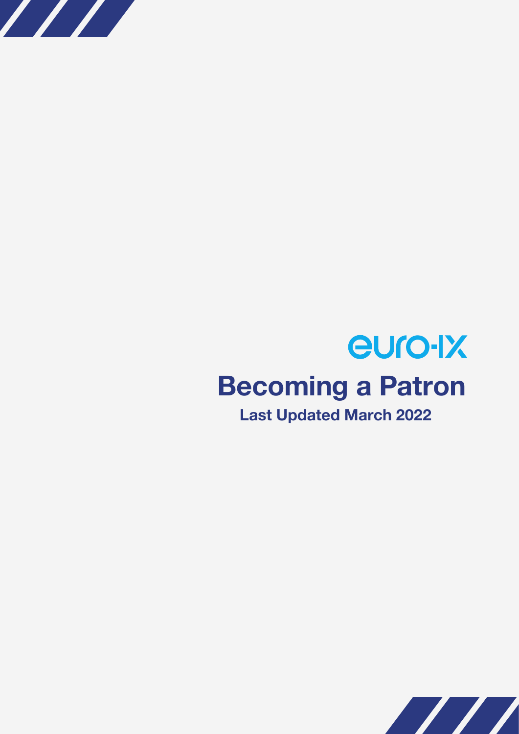euro-ix

# Becoming a Patron

**Last Updated March 2022**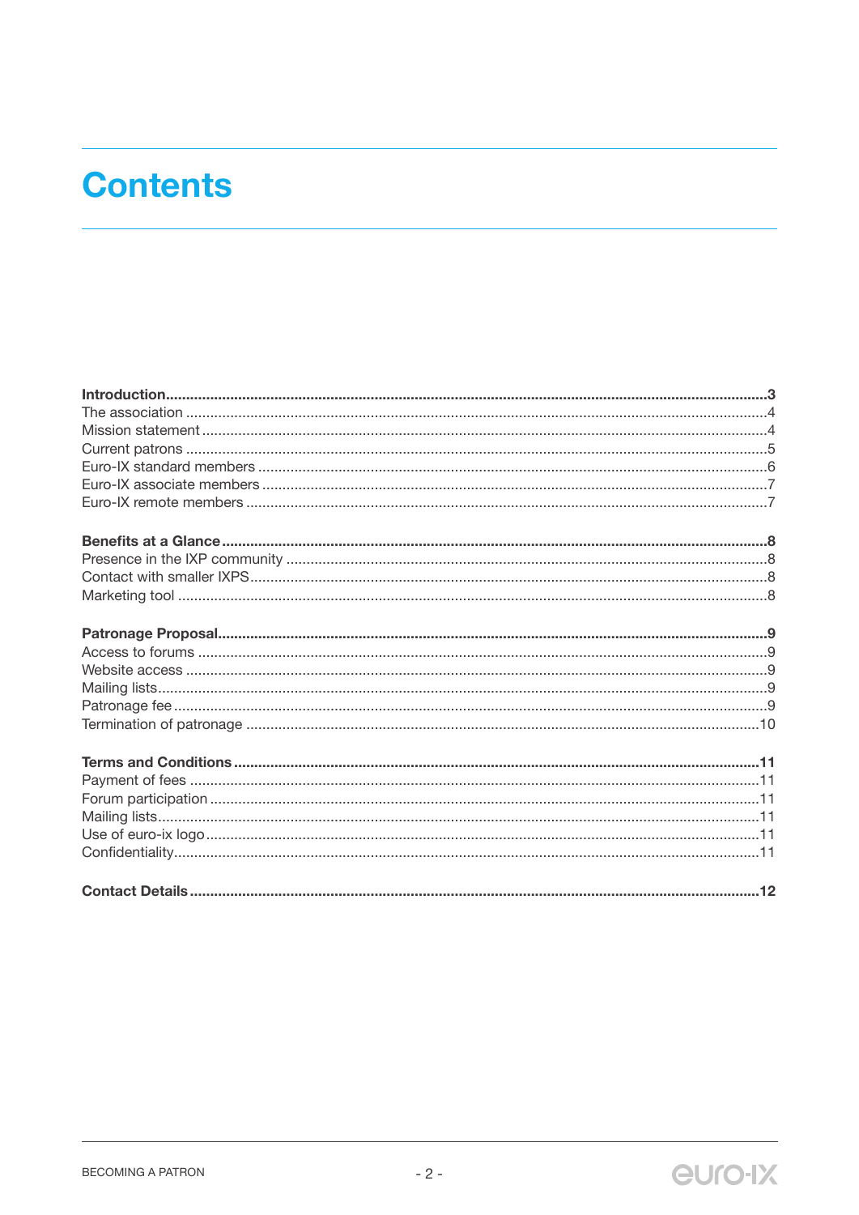# Contents

**Introduction** .................................................................... **3**
The association .................................................................... 4
Mission statement .................................................................... 4
Current patrons .................................................................... 5
Euro-IX standard members .................................................................... 6
Euro-IX associate members .................................................................... 7
Euro-IX remote members .................................................................... 7

**Benefits at a Glance** .................................................................... **8**
Presence in the IXP community .................................................................... 8
Contact with smaller IXPS .................................................................... 8
Marketing tool .................................................................... 8

**Patronage Proposal** .................................................................... **9**
Access to forums .................................................................... 9
Website access .................................................................... 9
Mailing lists .................................................................... 9
Patronage fee .................................................................... 9
Termination of patronage .................................................................... 10

**Terms and Conditions** .................................................................... **11**
Payment of fees .................................................................... 11
Forum participation .................................................................... 11
Mailing lists .................................................................... 11
Use of euro-ix logo .................................................................... 11
Confidentiality .................................................................... 11

**Contact Details** .................................................................... **12**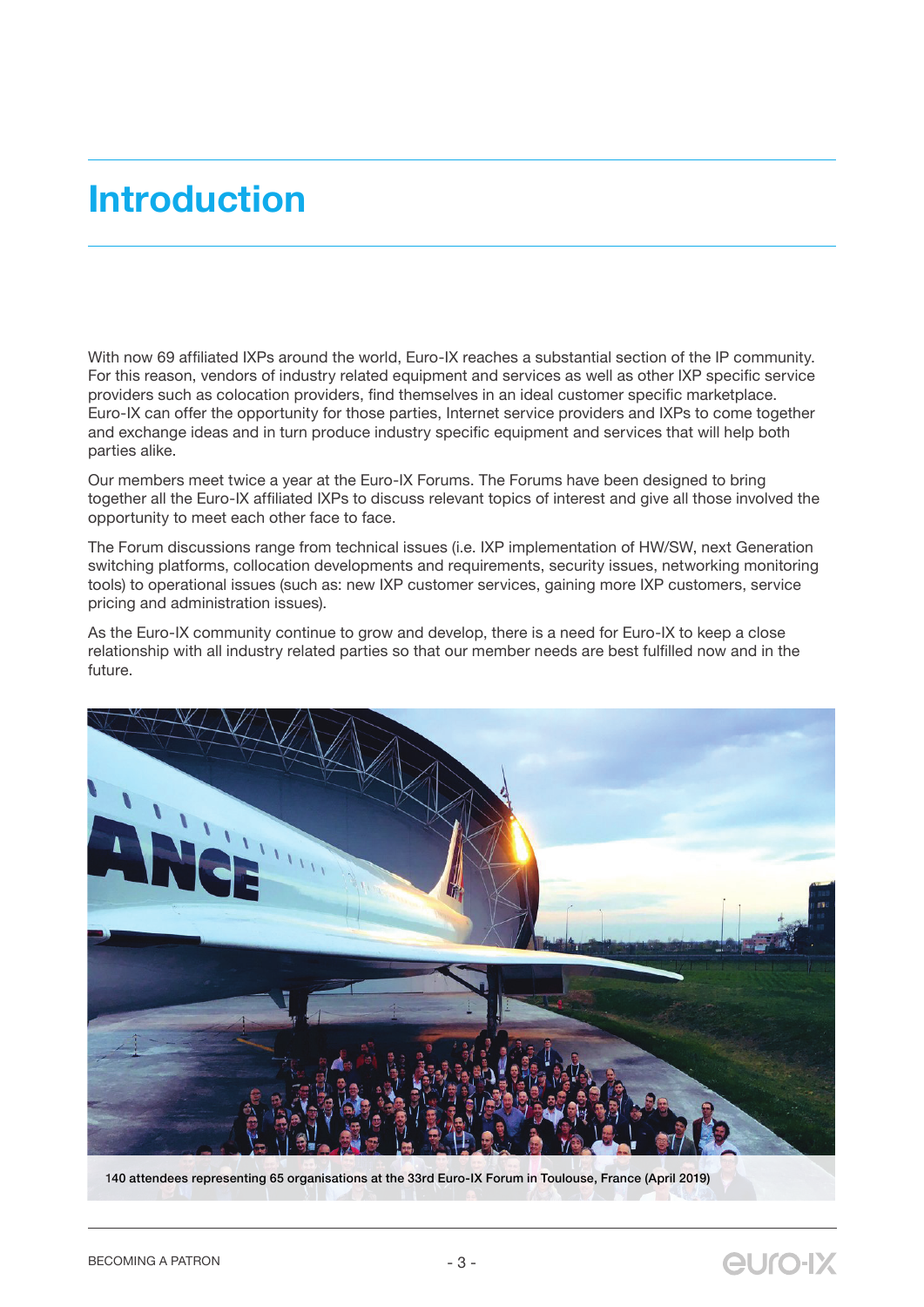# Introduction

With now 69 affiliated IXPs around the world, Euro-IX reaches a substantial section of the IP community. For this reason, vendors of industry related equipment and services as well as other IXP specific service providers such as colocation providers, find themselves in an ideal customer specific marketplace. Euro-IX can offer the opportunity for those parties, Internet service providers and IXPs to come together and exchange ideas and in turn produce industry specific equipment and services that will help both parties alike.

Our members meet twice a year at the Euro-IX Forums. The Forums have been designed to bring together all the Euro-IX affiliated IXPs to discuss relevant topics of interest and give all those involved the opportunity to meet each other face to face.

The Forum discussions range from technical issues (i.e. IXP implementation of HW/SW, next Generation switching platforms, collocation developments and requirements, security issues, networking monitoring tools) to operational issues (such as: new IXP customer services, gaining more IXP customers, service pricing and administration issues).

As the Euro-IX community continue to grow and develop, there is a need for Euro-IX to keep a close relationship with all industry related parties so that our member needs are best fulfilled now and in the future.

140 attendees representing 65 organisations at the 33rd Euro-IX Forum in Toulouse, France (April 2019)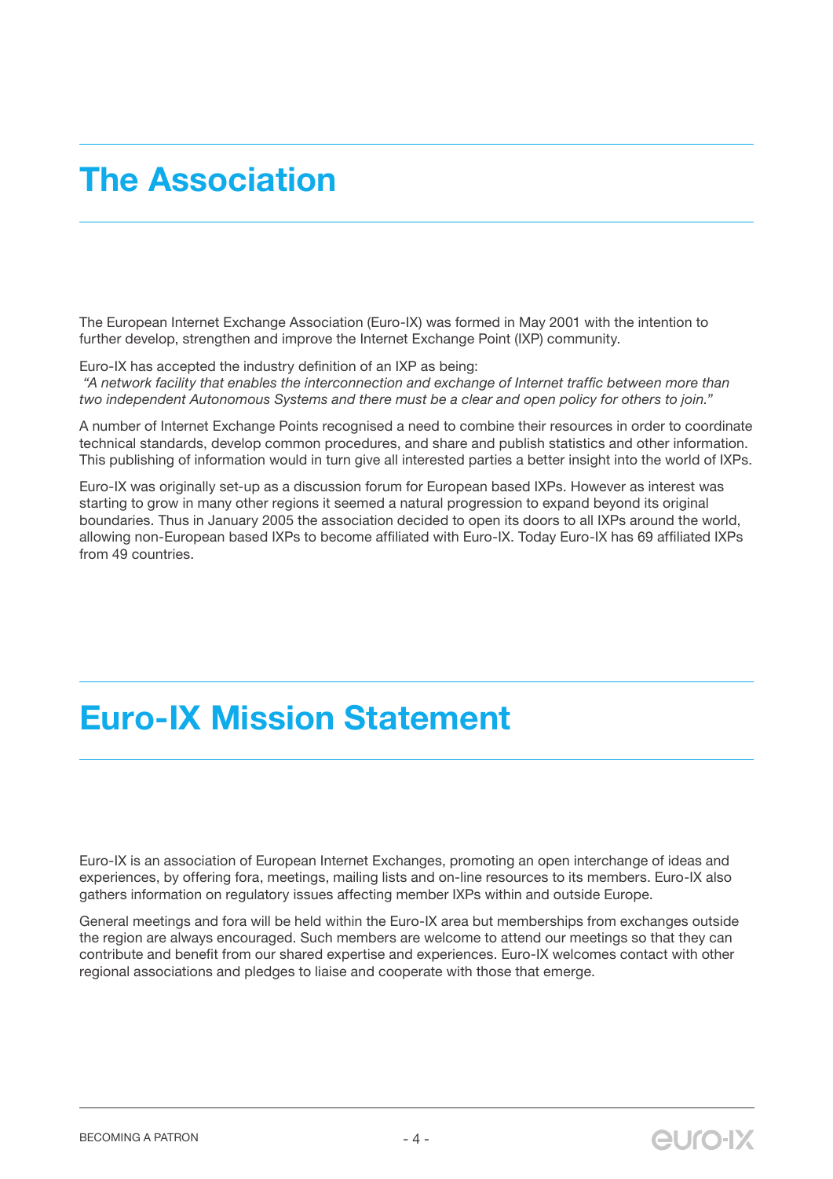# The Association

The European Internet Exchange Association (Euro-IX) was formed in May 2001 with the intention to further develop, strengthen and improve the Internet Exchange Point (IXP) community.

Euro-IX has accepted the industry definition of an IXP as being:
*"A network facility that enables the interconnection and exchange of Internet traffic between more than two independent Autonomous Systems and there must be a clear and open policy for others to join."*

A number of Internet Exchange Points recognised a need to combine their resources in order to coordinate technical standards, develop common procedures, and share and publish statistics and other information. This publishing of information would in turn give all interested parties a better insight into the world of IXPs.

Euro-IX was originally set-up as a discussion forum for European based IXPs. However as interest was starting to grow in many other regions it seemed a natural progression to expand beyond its original boundaries. Thus in January 2005 the association decided to open its doors to all IXPs around the world, allowing non-European based IXPs to become affiliated with Euro-IX. Today Euro-IX has 69 affiliated IXPs from 49 countries.

# Euro-IX Mission Statement

Euro-IX is an association of European Internet Exchanges, promoting an open interchange of ideas and experiences, by offering fora, meetings, mailing lists and on-line resources to its members. Euro-IX also gathers information on regulatory issues affecting member IXPs within and outside Europe.

General meetings and fora will be held within the Euro-IX area but memberships from exchanges outside the region are always encouraged. Such members are welcome to attend our meetings so that they can contribute and benefit from our shared expertise and experiences. Euro-IX welcomes contact with other regional associations and pledges to liaise and cooperate with those that emerge.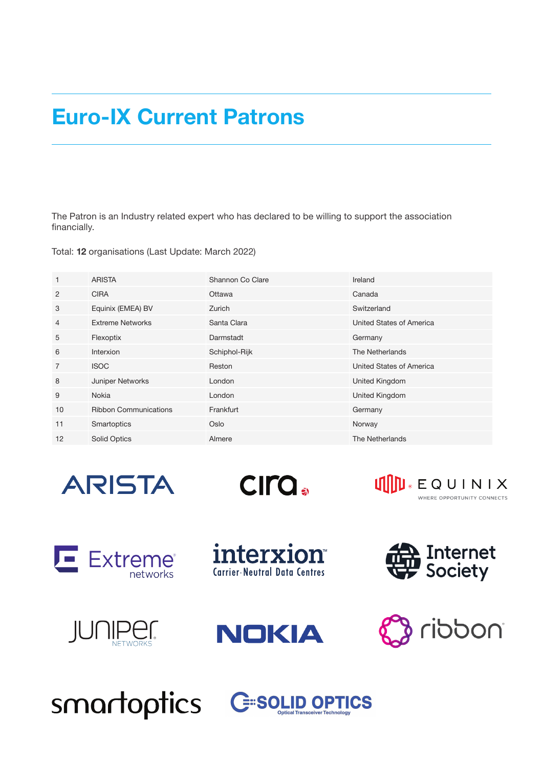# Euro-IX Current Patrons

The Patron is an Industry related expert who has declared to be willing to support the association financially.

Total: **12** organisations (Last Update: March 2022)

| | | | |
|---|---|---|---|
| 1 | ARISTA | Shannon Co Clare | Ireland |
| 2 | CIRA | Ottawa | Canada |
| 3 | Equinix (EMEA) BV | Zurich | Switzerland |
| 4 | Extreme Networks | Santa Clara | United States of America |
| 5 | Flexoptix | Darmstadt | Germany |
| 6 | Interxion | Schiphol-Rijk | The Netherlands |
| 7 | ISOC | Reston | United States of America |
| 8 | Juniper Networks | London | United Kingdom |
| 9 | Nokia | London | United Kingdom |
| 10 | Ribbon Communications | Frankfurt | Germany |
| 11 | Smartoptics | Oslo | Norway |
| 12 | Solid Optics | Almere | The Netherlands |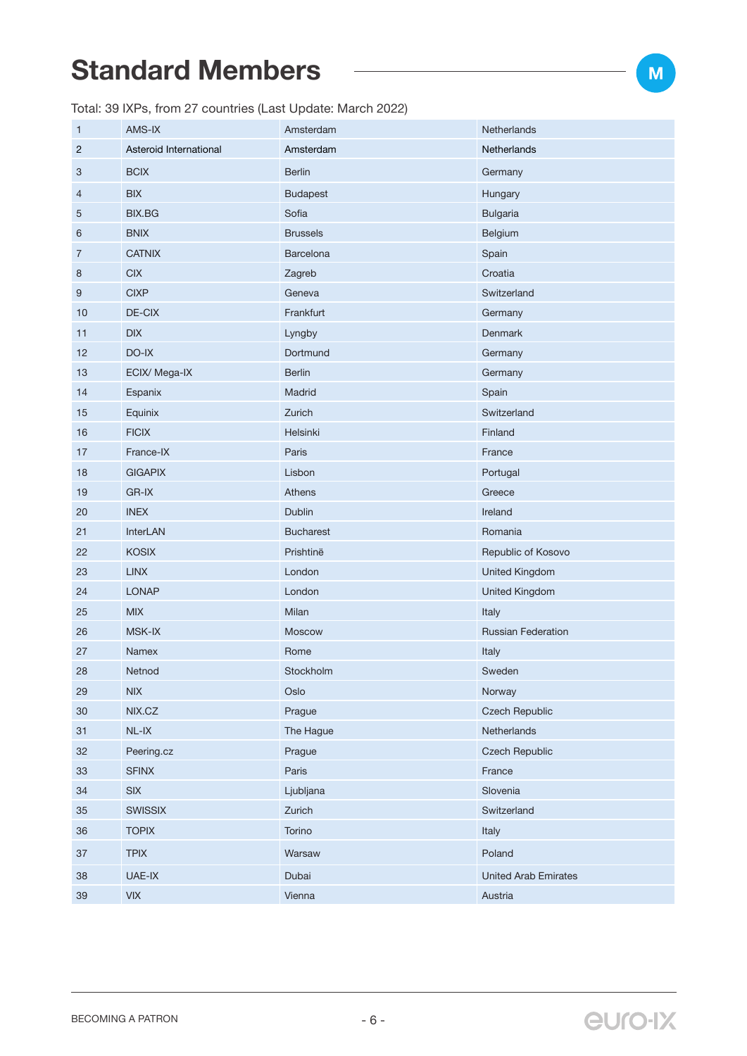# Standard Members

Total: 39 IXPs, from 27 countries (Last Update: March 2022)

| | | | |
|---|---|---|---|
| 1 | AMS-IX | Amsterdam | Netherlands |
| 2 | Asteroid International | Amsterdam | Netherlands |
| 3 | BCIX | Berlin | Germany |
| 4 | BIX | Budapest | Hungary |
| 5 | BIX.BG | Sofia | Bulgaria |
| 6 | BNIX | Brussels | Belgium |
| 7 | CATNIX | Barcelona | Spain |
| 8 | CIX | Zagreb | Croatia |
| 9 | CIXP | Geneva | Switzerland |
| 10 | DE-CIX | Frankfurt | Germany |
| 11 | DIX | Lyngby | Denmark |
| 12 | DO-IX | Dortmund | Germany |
| 13 | ECIX/ Mega-IX | Berlin | Germany |
| 14 | Espanix | Madrid | Spain |
| 15 | Equinix | Zurich | Switzerland |
| 16 | FICIX | Helsinki | Finland |
| 17 | France-IX | Paris | France |
| 18 | GIGAPIX | Lisbon | Portugal |
| 19 | GR-IX | Athens | Greece |
| 20 | INEX | Dublin | Ireland |
| 21 | InterLAN | Bucharest | Romania |
| 22 | KOSIX | Prishtinë | Republic of Kosovo |
| 23 | LINX | London | United Kingdom |
| 24 | LONAP | London | United Kingdom |
| 25 | MIX | Milan | Italy |
| 26 | MSK-IX | Moscow | Russian Federation |
| 27 | Namex | Rome | Italy |
| 28 | Netnod | Stockholm | Sweden |
| 29 | NIX | Oslo | Norway |
| 30 | NIX.CZ | Prague | Czech Republic |
| 31 | NL-IX | The Hague | Netherlands |
| 32 | Peering.cz | Prague | Czech Republic |
| 33 | SFINX | Paris | France |
| 34 | SIX | Ljubljana | Slovenia |
| 35 | SWISSIX | Zurich | Switzerland |
| 36 | TOPIX | Torino | Italy |
| 37 | TPIX | Warsaw | Poland |
| 38 | UAE-IX | Dubai | United Arab Emirates |
| 39 | VIX | Vienna | Austria |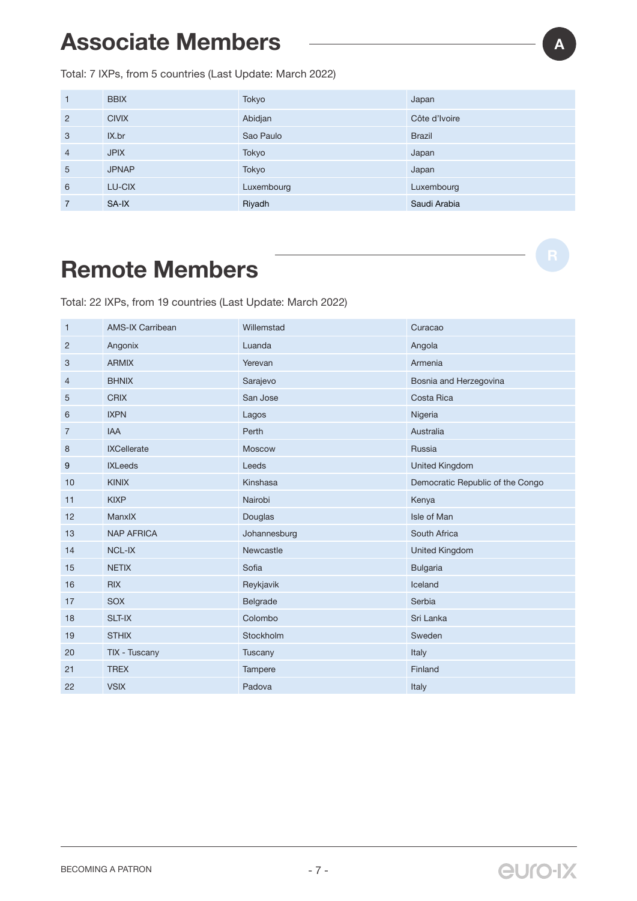# Associate Members

Total: 7 IXPs, from 5 countries (Last Update: March 2022)

| | | | |
|---|---|---|---|
| 1 | BBIX | Tokyo | Japan |
| 2 | CIVIX | Abidjan | Côte d'Ivoire |
| 3 | IX.br | Sao Paulo | Brazil |
| 4 | JPIX | Tokyo | Japan |
| 5 | JPNAP | Tokyo | Japan |
| 6 | LU-CIX | Luxembourg | Luxembourg |
| 7 | SA-IX | Riyadh | Saudi Arabia |

# Remote Members

Total: 22 IXPs, from 19 countries (Last Update: March 2022)

| | | | |
|---|---|---|---|
| 1 | AMS-IX Carribean | Willemstad | Curacao |
| 2 | Angonix | Luanda | Angola |
| 3 | ARMIX | Yerevan | Armenia |
| 4 | BHNIX | Sarajevo | Bosnia and Herzegovina |
| 5 | CRIX | San Jose | Costa Rica |
| 6 | IXPN | Lagos | Nigeria |
| 7 | IAA | Perth | Australia |
| 8 | IXCellerate | Moscow | Russia |
| 9 | IXLeeds | Leeds | United Kingdom |
| 10 | KINIX | Kinshasa | Democratic Republic of the Congo |
| 11 | KIXP | Nairobi | Kenya |
| 12 | ManxIX | Douglas | Isle of Man |
| 13 | NAP AFRICA | Johannesburg | South Africa |
| 14 | NCL-IX | Newcastle | United Kingdom |
| 15 | NETIX | Sofia | Bulgaria |
| 16 | RIX | Reykjavik | Iceland |
| 17 | SOX | Belgrade | Serbia |
| 18 | SLT-IX | Colombo | Sri Lanka |
| 19 | STHIX | Stockholm | Sweden |
| 20 | TIX - Tuscany | Tuscany | Italy |
| 21 | TREX | Tampere | Finland |
| 22 | VSIX | Padova | Italy |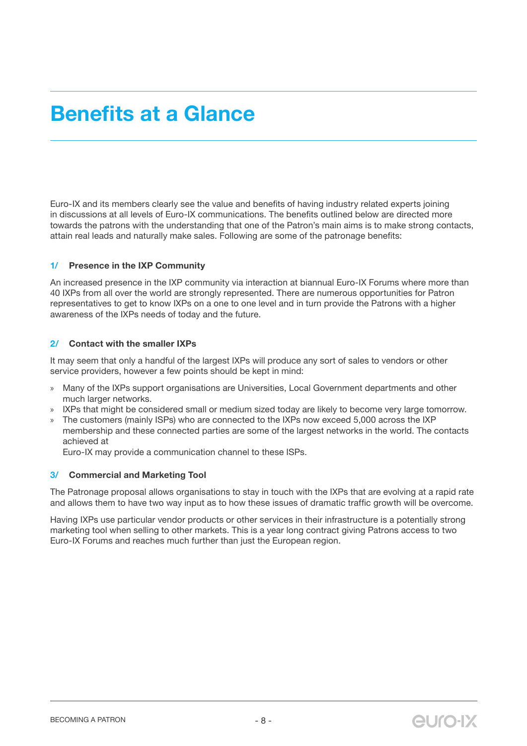# Benefits at a Glance

Euro-IX and its members clearly see the value and benefits of having industry related experts joining in discussions at all levels of Euro-IX communications. The benefits outlined below are directed more towards the patrons with the understanding that one of the Patron's main aims is to make strong contacts, attain real leads and naturally make sales. Following are some of the patronage benefits:

### 1/ Presence in the IXP Community

An increased presence in the IXP community via interaction at biannual Euro-IX Forums where more than 40 IXPs from all over the world are strongly represented. There are numerous opportunities for Patron representatives to get to know IXPs on a one to one level and in turn provide the Patrons with a higher awareness of the IXPs needs of today and the future.

### 2/ Contact with the smaller IXPs

It may seem that only a handful of the largest IXPs will produce any sort of sales to vendors or other service providers, however a few points should be kept in mind:

- Many of the IXPs support organisations are Universities, Local Government departments and other much larger networks.
- IXPs that might be considered small or medium sized today are likely to become very large tomorrow.
- The customers (mainly ISPs) who are connected to the IXPs now exceed 5,000 across the IXP membership and these connected parties are some of the largest networks in the world. The contacts achieved at Euro-IX may provide a communication channel to these ISPs.

### 3/ Commercial and Marketing Tool

The Patronage proposal allows organisations to stay in touch with the IXPs that are evolving at a rapid rate and allows them to have two way input as to how these issues of dramatic traffic growth will be overcome.

Having IXPs use particular vendor products or other services in their infrastructure is a potentially strong marketing tool when selling to other markets. This is a year long contract giving Patrons access to two Euro-IX Forums and reaches much further than just the European region.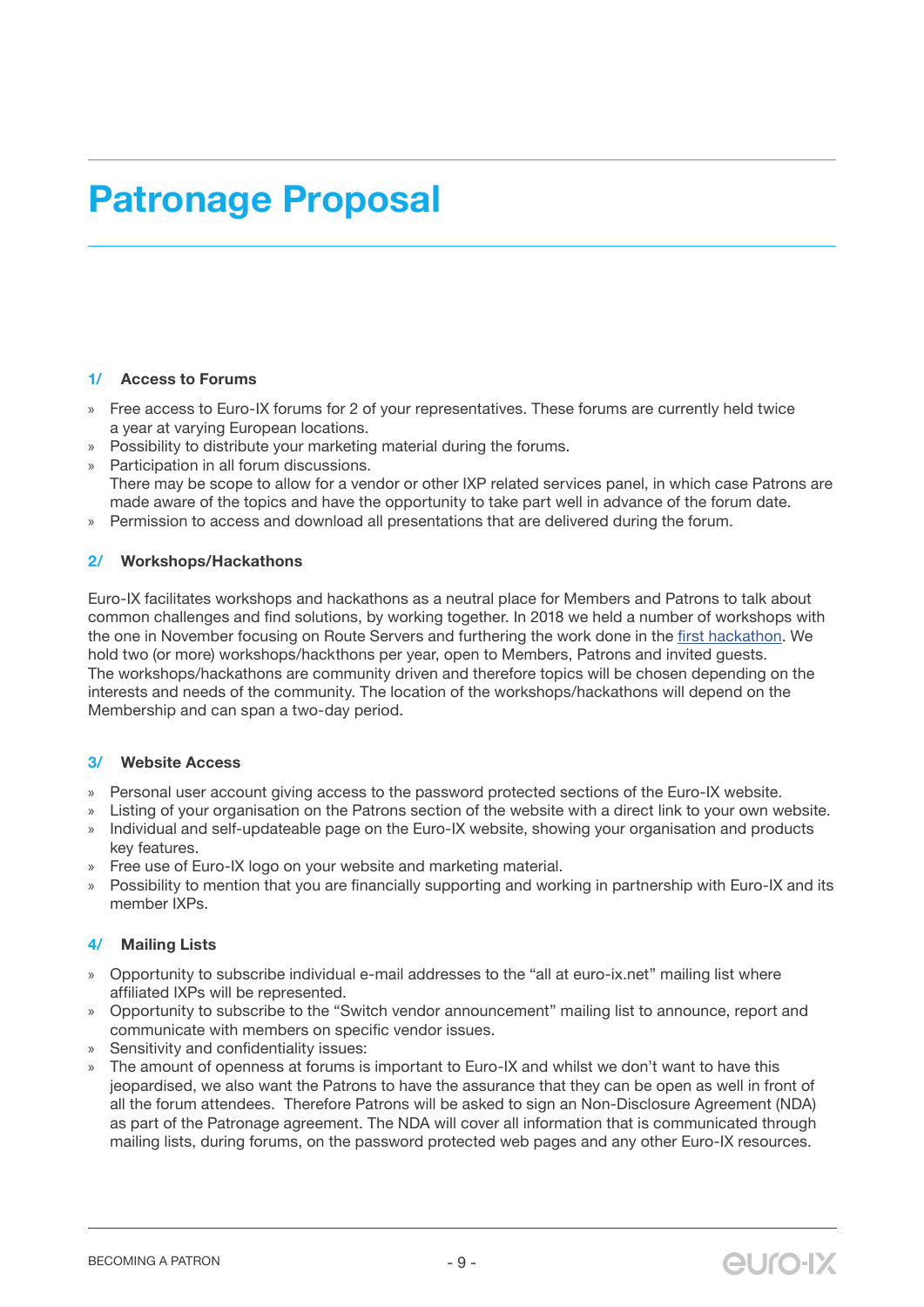# Patronage Proposal

## 1/ Access to Forums

- Free access to Euro-IX forums for 2 of your representatives. These forums are currently held twice a year at varying European locations.
- Possibility to distribute your marketing material during the forums.
- Participation in all forum discussions.
  There may be scope to allow for a vendor or other IXP related services panel, in which case Patrons are made aware of the topics and have the opportunity to take part well in advance of the forum date.
- Permission to access and download all presentations that are delivered during the forum.

## 2/ Workshops/Hackathons

Euro-IX facilitates workshops and hackathons as a neutral place for Members and Patrons to talk about common challenges and find solutions, by working together. In 2018 we held a number of workshops with the one in November focusing on Route Servers and furthering the work done in the first hackathon. We hold two (or more) workshops/hackthons per year, open to Members, Patrons and invited guests.
The workshops/hackathons are community driven and therefore topics will be chosen depending on the interests and needs of the community. The location of the workshops/hackathons will depend on the Membership and can span a two-day period.

## 3/ Website Access

- Personal user account giving access to the password protected sections of the Euro-IX website.
- Listing of your organisation on the Patrons section of the website with a direct link to your own website.
- Individual and self-updateable page on the Euro-IX website, showing your organisation and products key features.
- Free use of Euro-IX logo on your website and marketing material.
- Possibility to mention that you are financially supporting and working in partnership with Euro-IX and its member IXPs.

## 4/ Mailing Lists

- Opportunity to subscribe individual e-mail addresses to the "all at euro-ix.net" mailing list where affiliated IXPs will be represented.
- Opportunity to subscribe to the "Switch vendor announcement" mailing list to announce, report and communicate with members on specific vendor issues.
- Sensitivity and confidentiality issues:
- The amount of openness at forums is important to Euro-IX and whilst we don't want to have this jeopardised, we also want the Patrons to have the assurance that they can be open as well in front of all the forum attendees. Therefore Patrons will be asked to sign an Non-Disclosure Agreement (NDA) as part of the Patronage agreement. The NDA will cover all information that is communicated through mailing lists, during forums, on the password protected web pages and any other Euro-IX resources.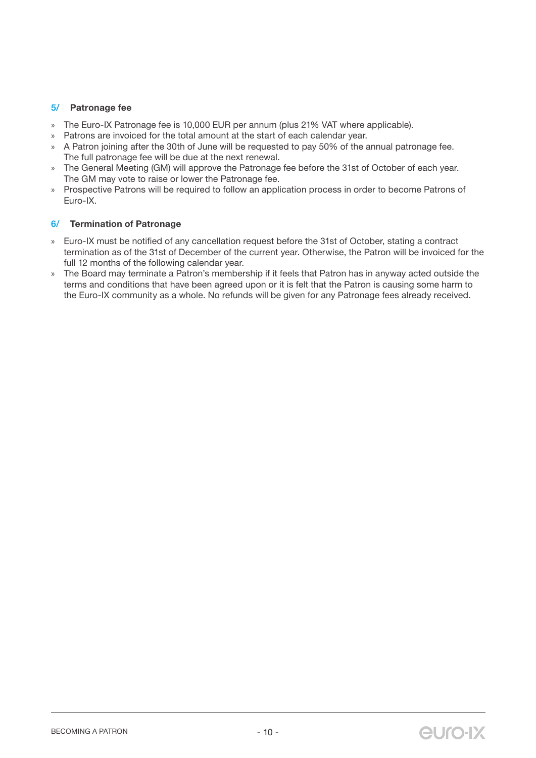## 5/ Patronage fee

- The Euro-IX Patronage fee is 10,000 EUR per annum (plus 21% VAT where applicable).
- Patrons are invoiced for the total amount at the start of each calendar year.
- A Patron joining after the 30th of June will be requested to pay 50% of the annual patronage fee. The full patronage fee will be due at the next renewal.
- The General Meeting (GM) will approve the Patronage fee before the 31st of October of each year. The GM may vote to raise or lower the Patronage fee.
- Prospective Patrons will be required to follow an application process in order to become Patrons of Euro-IX.

## 6/ Termination of Patronage

- Euro-IX must be notified of any cancellation request before the 31st of October, stating a contract termination as of the 31st of December of the current year. Otherwise, the Patron will be invoiced for the full 12 months of the following calendar year.
- The Board may terminate a Patron's membership if it feels that Patron has in anyway acted outside the terms and conditions that have been agreed upon or it is felt that the Patron is causing some harm to the Euro-IX community as a whole. No refunds will be given for any Patronage fees already received.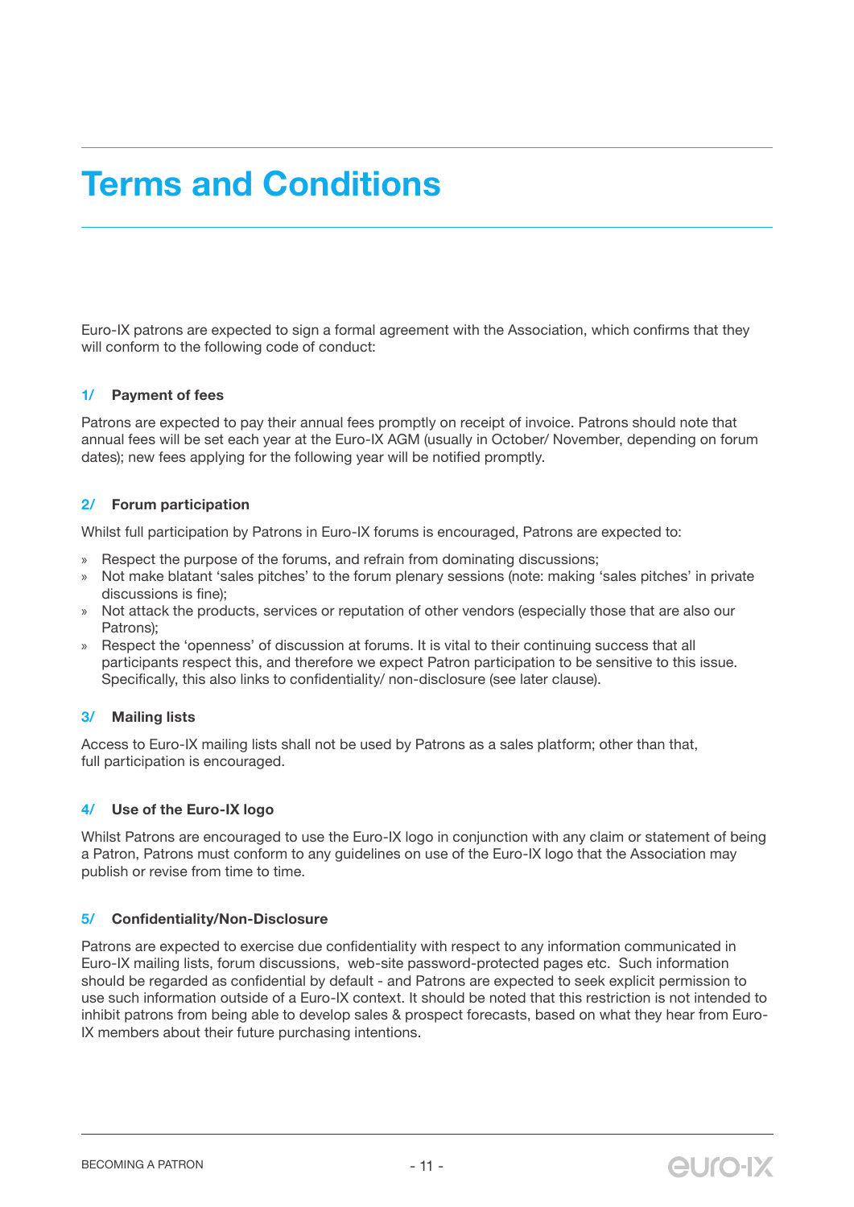# Terms and Conditions

Euro-IX patrons are expected to sign a formal agreement with the Association, which confirms that they will conform to the following code of conduct:

### 1/ Payment of fees

Patrons are expected to pay their annual fees promptly on receipt of invoice. Patrons should note that annual fees will be set each year at the Euro-IX AGM (usually in October/ November, depending on forum dates); new fees applying for the following year will be notified promptly.

### 2/ Forum participation

Whilst full participation by Patrons in Euro-IX forums is encouraged, Patrons are expected to:

- Respect the purpose of the forums, and refrain from dominating discussions;
- Not make blatant 'sales pitches' to the forum plenary sessions (note: making 'sales pitches' in private discussions is fine);
- Not attack the products, services or reputation of other vendors (especially those that are also our Patrons);
- Respect the 'openness' of discussion at forums. It is vital to their continuing success that all participants respect this, and therefore we expect Patron participation to be sensitive to this issue. Specifically, this also links to confidentiality/ non-disclosure (see later clause).

### 3/ Mailing lists

Access to Euro-IX mailing lists shall not be used by Patrons as a sales platform; other than that, full participation is encouraged.

### 4/ Use of the Euro-IX logo

Whilst Patrons are encouraged to use the Euro-IX logo in conjunction with any claim or statement of being a Patron, Patrons must conform to any guidelines on use of the Euro-IX logo that the Association may publish or revise from time to time.

### 5/ Confidentiality/Non-Disclosure

Patrons are expected to exercise due confidentiality with respect to any information communicated in Euro-IX mailing lists, forum discussions, web-site password-protected pages etc. Such information should be regarded as confidential by default - and Patrons are expected to seek explicit permission to use such information outside of a Euro-IX context. It should be noted that this restriction is not intended to inhibit patrons from being able to develop sales & prospect forecasts, based on what they hear from Euro-IX members about their future purchasing intentions.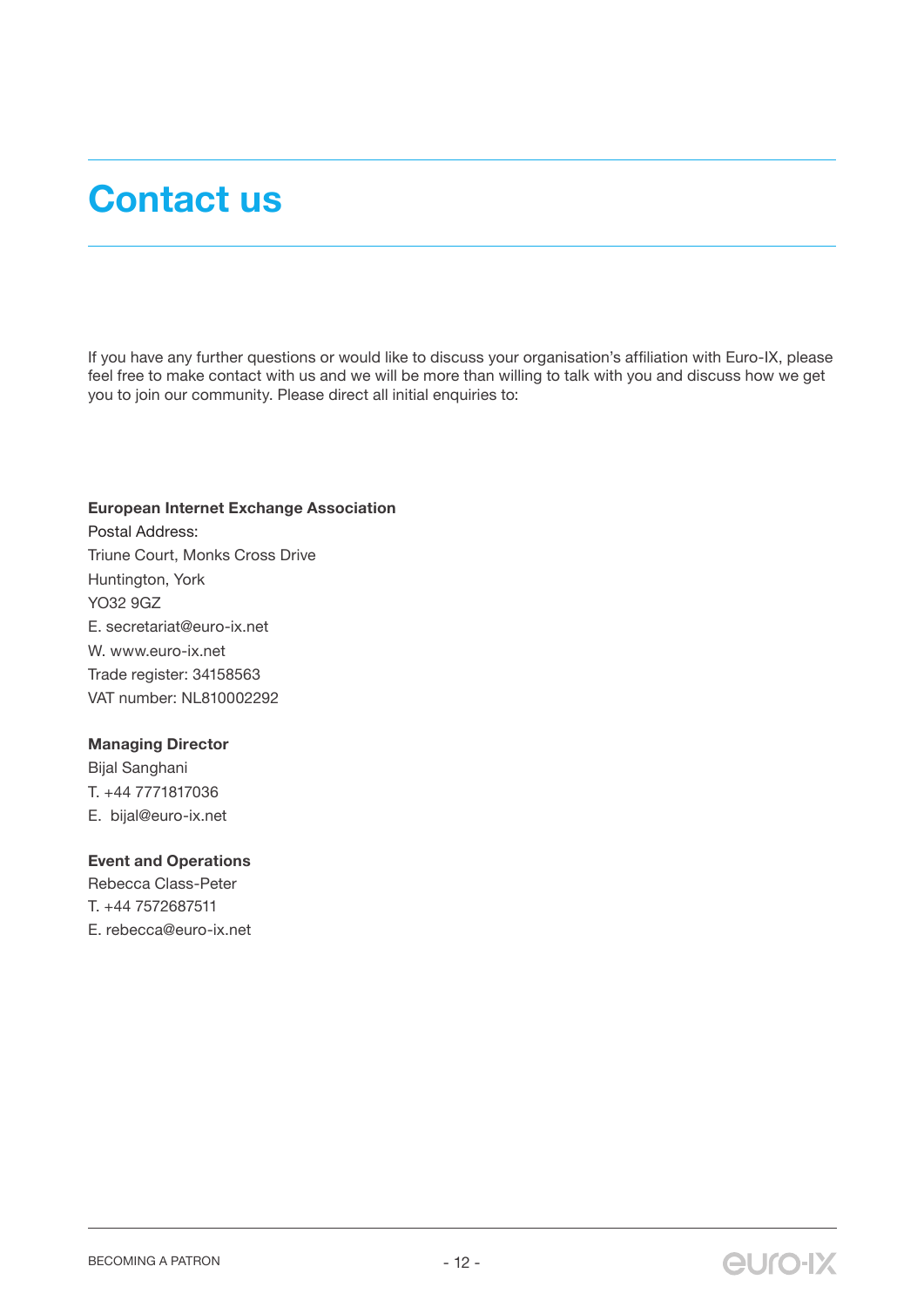# Contact us

If you have any further questions or would like to discuss your organisation's affiliation with Euro-IX, please feel free to make contact with us and we will be more than willing to talk with you and discuss how we get you to join our community. Please direct all initial enquiries to:

**European Internet Exchange Association**
Postal Address:
Triune Court, Monks Cross Drive
Huntington, York
YO32 9GZ
E. secretariat@euro-ix.net
W. www.euro-ix.net
Trade register: 34158563
VAT number: NL810002292

**Managing Director**
Bijal Sanghani
T. +44 7771817036
E. bijal@euro-ix.net

**Event and Operations**
Rebecca Class-Peter
T. +44 7572687511
E. rebecca@euro-ix.net